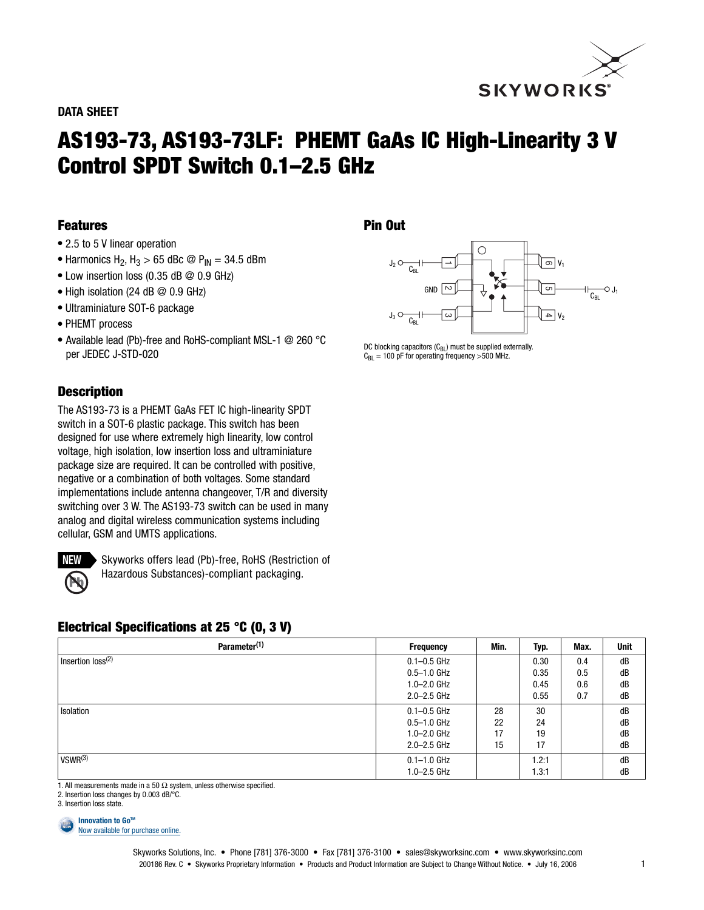DATA SHEET

# AS193-73, AS193-73LF: PHEMT GaAs IC High-Linearity 3 V Control SPDT Switch 0.1–2.5 GHz

## Features

- 2.5 to 5 V linear operation
- Harmonics $H_2$, $H_3$ > 65 dBc @ $P_{IN}$ = 34.5 dBm
- Low insertion loss (0.35 dB @ 0.9 GHz)
- High isolation (24 dB @ 0.9 GHz)
- Ultraminiature SOT-6 package
- PHEMT process
- Available lead (Pb)-free and RoHS-compliant MSL-1 @ 260 °C per JEDEC J-STD-020

## Pin Out

DC blocking capacitors ($C_{BL}$) must be supplied externally.
$C_{BL}$ = 100 pF for operating frequency >500 MHz.

## Description

The AS193-73 is a PHEMT GaAs FET IC high-linearity SPDT switch in a SOT-6 plastic package. This switch has been designed for use where extremely high linearity, low control voltage, high isolation, low insertion loss and ultraminiature package size are required. It can be controlled with positive, negative or a combination of both voltages. Some standard implementations include antenna changeover, T/R and diversity switching over 3 W. The AS193-73 switch can be used in many analog and digital wireless communication systems including cellular, GSM and UMTS applications.

NEW Skyworks offers lead (Pb)-free, RoHS (Restriction of Hazardous Substances)-compliant packaging.

## Electrical Specifications at 25 °C (0, 3 V)

| Parameter(1) | Frequency | Min. | Typ. | Max. | Unit |
|---|---|---|---|---|---|
| Insertion loss(2) | 0.1–0.5 GHz | | 0.30 | 0.4 | dB |
| | 0.5–1.0 GHz | | 0.35 | 0.5 | dB |
| | 1.0–2.0 GHz | | 0.45 | 0.6 | dB |
| | 2.0–2.5 GHz | | 0.55 | 0.7 | dB |
| Isolation | 0.1–0.5 GHz | 28 | 30 | | dB |
| | 0.5–1.0 GHz | 22 | 24 | | dB |
| | 1.0–2.0 GHz | 17 | 19 | | dB |
| | 2.0–2.5 GHz | 15 | 17 | | dB |
| VSWR(3) | 0.1–1.0 GHz | | 1.2:1 | | dB |
| | 1.0–2.5 GHz | | 1.3:1 | | dB |

1. All measurements made in a 50 Ω system, unless otherwise specified.
2. Insertion loss changes by 0.003 dB/°C.
3. Insertion loss state.

Innovation to Go™
Now available for purchase online.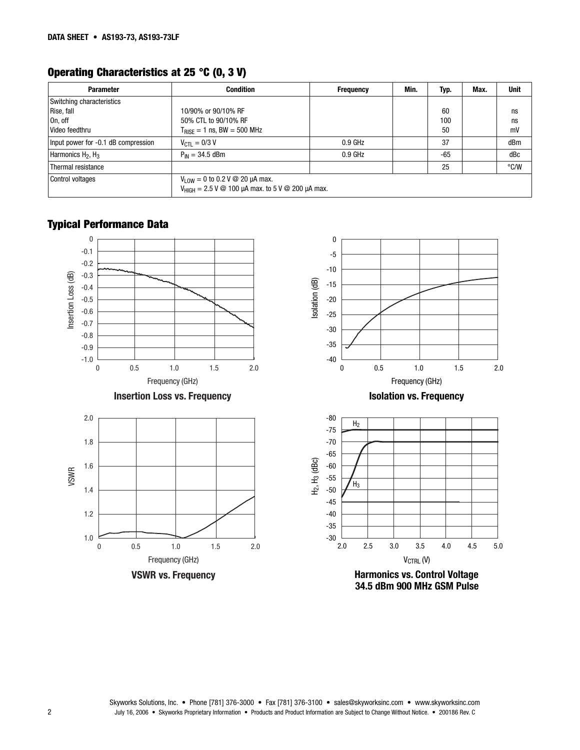## Operating Characteristics at 25 °C (0, 3 V)

| Parameter | Condition | Frequency | Min. | Typ. | Max. | Unit |
|---|---|---|---|---|---|---|
| Switching characteristics<br>Rise, fall<br>On, off<br>Video feedthru | <br>10/90% or 90/10% RF<br>50% CTL to 90/10% RF<br>$T_{RISE}$ = 1 ns, BW = 500 MHz | | | <br>60<br>100<br>50 | | <br>ns<br>ns<br>mV |
| Input power for -0.1 dB compression | $V_{CTL}$ = 0/3 V | 0.9 GHz | | 37 | | dBm |
| Harmonics $H_2$, $H_3$ | $P_{IN}$ = 34.5 dBm | 0.9 GHz | | -65 | | dBc |
| Thermal resistance | | | | 25 | | °C/W |
| Control voltages | $V_{LOW}$ = 0 to 0.2 V @ 20 µA max.<br>$V_{HIGH}$ = 2.5 V @ 100 µA max. to 5 V @ 200 µA max. | | | | | |

## Typical Performance Data

**Insertion Loss vs. Frequency**

**Isolation vs. Frequency**

**VSWR vs. Frequency**

**Harmonics vs. Control Voltage 34.5 dBm 900 MHz GSM Pulse**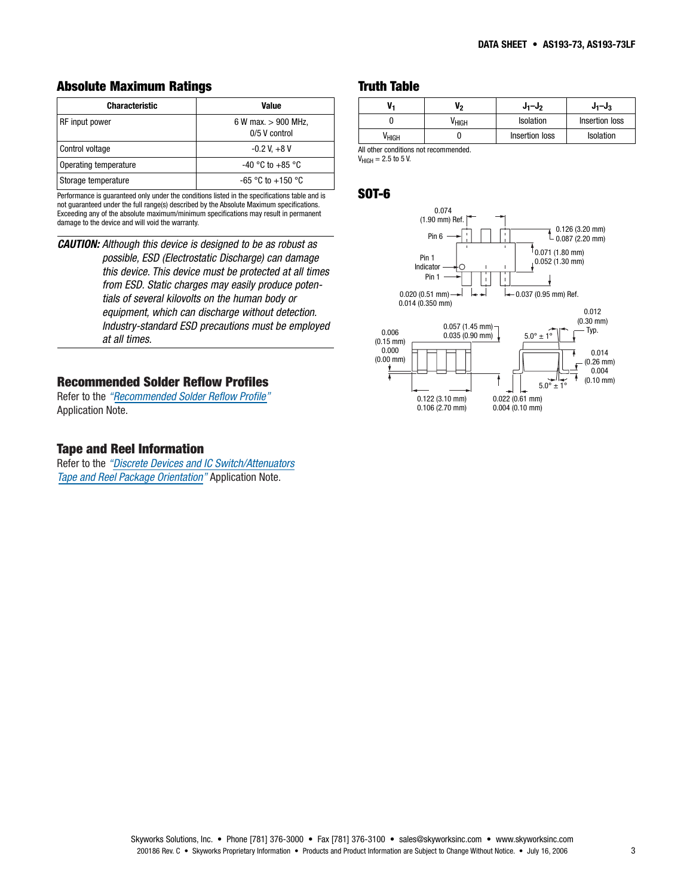## Absolute Maximum Ratings

| Characteristic | Value |
|---|---|
| RF input power | 6 W max. > 900 MHz, 0/5 V control |
| Control voltage | -0.2 V, +8 V |
| Operating temperature | -40 °C to +85 °C |
| Storage temperature | -65 °C to +150 °C |

Performance is guaranteed only under the conditions listed in the specifications table and is not guaranteed under the full range(s) described by the Absolute Maximum specifications. Exceeding any of the absolute maximum/minimum specifications may result in permanent damage to the device and will void the warranty.

***CAUTION:*** *Although this device is designed to be as robust as possible, ESD (Electrostatic Discharge) can damage this device. This device must be protected at all times from ESD. Static charges may easily produce potentials of several kilovolts on the human body or equipment, which can discharge without detection. Industry-standard ESD precautions must be employed at all times.*

## Recommended Solder Reflow Profiles

Refer to the *"Recommended Solder Reflow Profile"* Application Note.

## Tape and Reel Information

Refer to the *"Discrete Devices and IC Switch/Attenuators Tape and Reel Package Orientation"* Application Note.

## Truth Table

| $V_1$ | $V_2$ | $J_1$–$J_2$ | $J_1$–$J_3$ |
|---|---|---|---|
| 0 | $V_{HIGH}$ | Isolation | Insertion loss |
| $V_{HIGH}$ | 0 | Insertion loss | Isolation |

All other conditions not recommended.
$V_{HIGH}$ = 2.5 to 5 V.

## SOT-6

0.074 (1.90 mm) Ref.
Pin 6
0.126 (3.20 mm)
0.087 (2.20 mm)
0.071 (1.80 mm)
0.052 (1.30 mm)
Pin 1 Indicator
Pin 1
0.020 (0.51 mm)
0.014 (0.350 mm)
0.037 (0.95 mm) Ref.
0.012 (0.30 mm) Typ.
0.006 (0.15 mm)
0.000 (0.00 mm)
0.057 (1.45 mm)
0.035 (0.90 mm)
5.0° ± 1°
0.014 (0.26 mm)
0.004 (0.10 mm)
5.0° ± 1°
0.122 (3.10 mm)
0.106 (2.70 mm)
0.022 (0.61 mm)
0.004 (0.10 mm)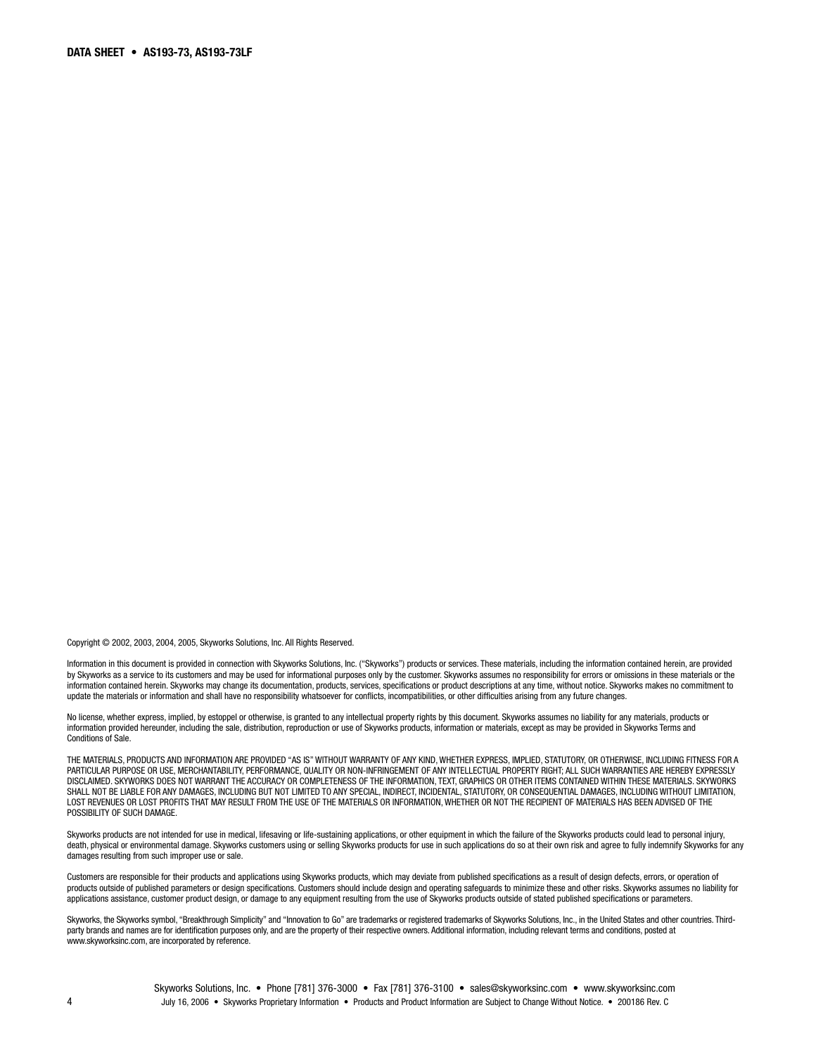Copyright © 2002, 2003, 2004, 2005, Skyworks Solutions, Inc. All Rights Reserved.

Information in this document is provided in connection with Skyworks Solutions, Inc. ("Skyworks") products or services. These materials, including the information contained herein, are provided by Skyworks as a service to its customers and may be used for informational purposes only by the customer. Skyworks assumes no responsibility for errors or omissions in these materials or the information contained herein. Skyworks may change its documentation, products, services, specifications or product descriptions at any time, without notice. Skyworks makes no commitment to update the materials or information and shall have no responsibility whatsoever for conflicts, incompatibilities, or other difficulties arising from any future changes.

No license, whether express, implied, by estoppel or otherwise, is granted to any intellectual property rights by this document. Skyworks assumes no liability for any materials, products or information provided hereunder, including the sale, distribution, reproduction or use of Skyworks products, information or materials, except as may be provided in Skyworks Terms and Conditions of Sale.

THE MATERIALS, PRODUCTS AND INFORMATION ARE PROVIDED "AS IS" WITHOUT WARRANTY OF ANY KIND, WHETHER EXPRESS, IMPLIED, STATUTORY, OR OTHERWISE, INCLUDING FITNESS FOR A PARTICULAR PURPOSE OR USE, MERCHANTABILITY, PERFORMANCE, QUALITY OR NON-INFRINGEMENT OF ANY INTELLECTUAL PROPERTY RIGHT; ALL SUCH WARRANTIES ARE HEREBY EXPRESSLY DISCLAIMED. SKYWORKS DOES NOT WARRANT THE ACCURACY OR COMPLETENESS OF THE INFORMATION, TEXT, GRAPHICS OR OTHER ITEMS CONTAINED WITHIN THESE MATERIALS. SKYWORKS SHALL NOT BE LIABLE FOR ANY DAMAGES, INCLUDING BUT NOT LIMITED TO ANY SPECIAL, INDIRECT, INCIDENTAL, STATUTORY, OR CONSEQUENTIAL DAMAGES, INCLUDING WITHOUT LIMITATION, LOST REVENUES OR LOST PROFITS THAT MAY RESULT FROM THE USE OF THE MATERIALS OR INFORMATION, WHETHER OR NOT THE RECIPIENT OF MATERIALS HAS BEEN ADVISED OF THE POSSIBILITY OF SUCH DAMAGE.

Skyworks products are not intended for use in medical, lifesaving or life-sustaining applications, or other equipment in which the failure of the Skyworks products could lead to personal injury, death, physical or environmental damage. Skyworks customers using or selling Skyworks products for use in such applications do so at their own risk and agree to fully indemnify Skyworks for any damages resulting from such improper use or sale.

Customers are responsible for their products and applications using Skyworks products, which may deviate from published specifications as a result of design defects, errors, or operation of products outside of published parameters or design specifications. Customers should include design and operating safeguards to minimize these and other risks. Skyworks assumes no liability for applications assistance, customer product design, or damage to any equipment resulting from the use of Skyworks products outside of stated published specifications or parameters.

Skyworks, the Skyworks symbol, "Breakthrough Simplicity" and "Innovation to Go" are trademarks or registered trademarks of Skyworks Solutions, Inc., in the United States and other countries. Third-party brands and names are for identification purposes only, and are the property of their respective owners. Additional information, including relevant terms and conditions, posted at www.skyworksinc.com, are incorporated by reference.